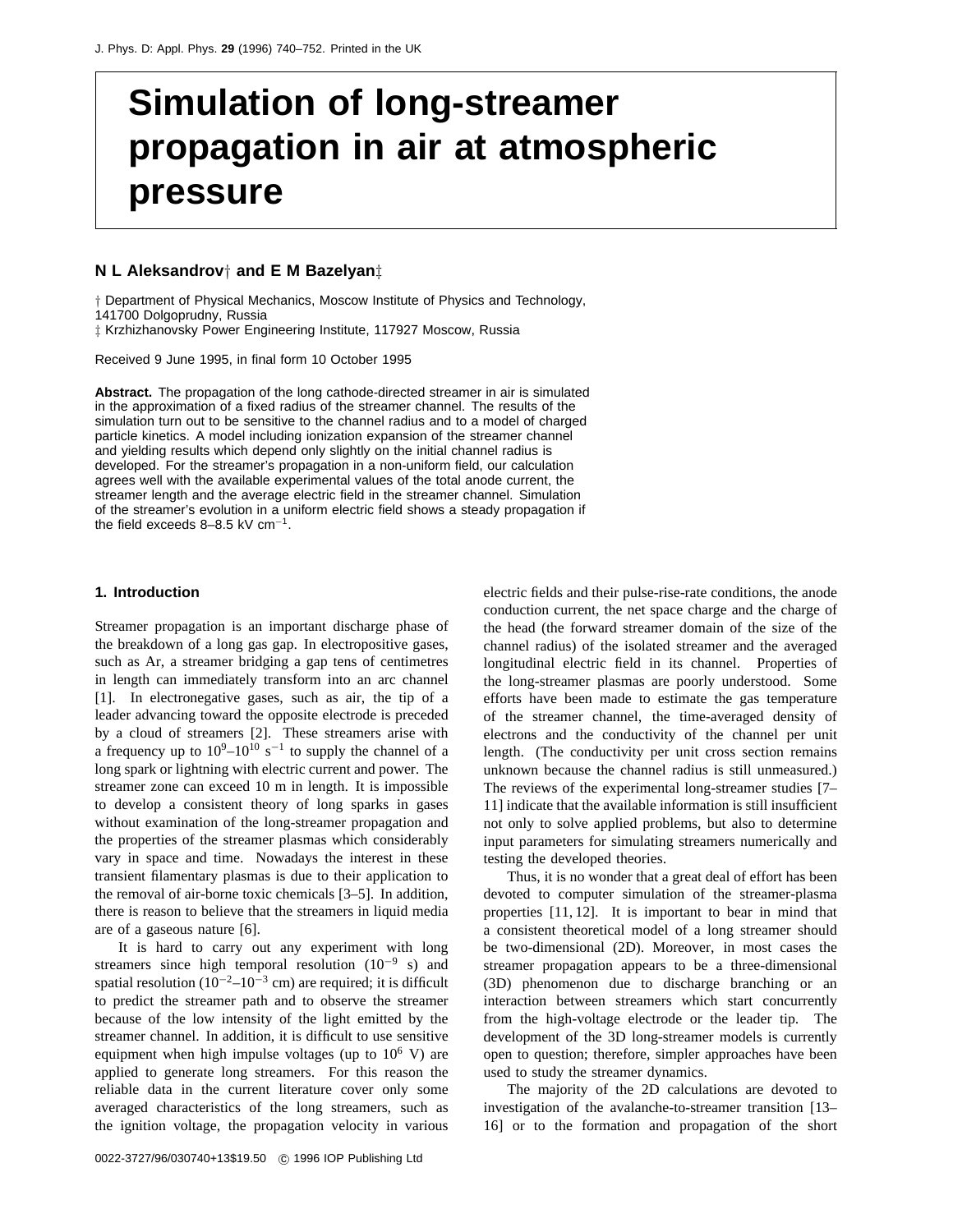# Simulation of long-streamer propagation in air at atmospheric pressure

**N L Aleksandrov† and E M Bazelyan‡**

† Department of Physical Mechanics, Moscow Institute of Physics and Technology, 141700 Dolgoprudny, Russia
‡ Krzhizhanovsky Power Engineering Institute, 117927 Moscow, Russia

Received 9 June 1995, in final form 10 October 1995

**Abstract.** The propagation of the long cathode-directed streamer in air is simulated in the approximation of a fixed radius of the streamer channel. The results of the simulation turn out to be sensitive to the channel radius and to a model of charged particle kinetics. A model including ionization expansion of the streamer channel and yielding results which depend only slightly on the initial channel radius is developed. For the streamer's propagation in a non-uniform field, our calculation agrees well with the available experimental values of the total anode current, the streamer length and the average electric field in the streamer channel. Simulation of the streamer's evolution in a uniform electric field shows a steady propagation if the field exceeds 8–8.5 kV cm$^{-1}$.

## 1. Introduction

Streamer propagation is an important discharge phase of the breakdown of a long gas gap. In electropositive gases, such as Ar, a streamer bridging a gap tens of centimetres in length can immediately transform into an arc channel [1]. In electronegative gases, such as air, the tip of a leader advancing toward the opposite electrode is preceded by a cloud of streamers [2]. These streamers arise with a frequency up to $10^9$–$10^{10}$ s$^{-1}$ to supply the channel of a long spark or lightning with electric current and power. The streamer zone can exceed 10 m in length. It is impossible to develop a consistent theory of long sparks in gases without examination of the long-streamer propagation and the properties of the streamer plasmas which considerably vary in space and time. Nowadays the interest in these transient filamentary plasmas is due to their application to the removal of air-borne toxic chemicals [3–5]. In addition, there is reason to believe that the streamers in liquid media are of a gaseous nature [6].

It is hard to carry out any experiment with long streamers since high temporal resolution ($10^{-9}$ s) and spatial resolution ($10^{-2}$–$10^{-3}$ cm) are required; it is difficult to predict the streamer path and to observe the streamer because of the low intensity of the light emitted by the streamer channel. In addition, it is difficult to use sensitive equipment when high impulse voltages (up to $10^6$ V) are applied to generate long streamers. For this reason the reliable data in the current literature cover only some averaged characteristics of the long streamers, such as the ignition voltage, the propagation velocity in various electric fields and their pulse-rise-rate conditions, the anode conduction current, the net space charge and the charge of the head (the forward streamer domain of the size of the channel radius) of the isolated streamer and the averaged longitudinal electric field in its channel. Properties of the long-streamer plasmas are poorly understood. Some efforts have been made to estimate the gas temperature of the streamer channel, the time-averaged density of electrons and the conductivity of the channel per unit length. (The conductivity per unit cross section remains unknown because the channel radius is still unmeasured.) The reviews of the experimental long-streamer studies [7–11] indicate that the available information is still insufficient not only to solve applied problems, but also to determine input parameters for simulating streamers numerically and testing the developed theories.

Thus, it is no wonder that a great deal of effort has been devoted to computer simulation of the streamer-plasma properties [11, 12]. It is important to bear in mind that a consistent theoretical model of a long streamer should be two-dimensional (2D). Moreover, in most cases the streamer propagation appears to be a three-dimensional (3D) phenomenon due to discharge branching or an interaction between streamers which start concurrently from the high-voltage electrode or the leader tip. The development of the 3D long-streamer models is currently open to question; therefore, simpler approaches have been used to study the streamer dynamics.

The majority of the 2D calculations are devoted to investigation of the avalanche-to-streamer transition [13–16] or to the formation and propagation of the short

0022-3727/96/030740+13$19.50 © 1996 IOP Publishing Ltd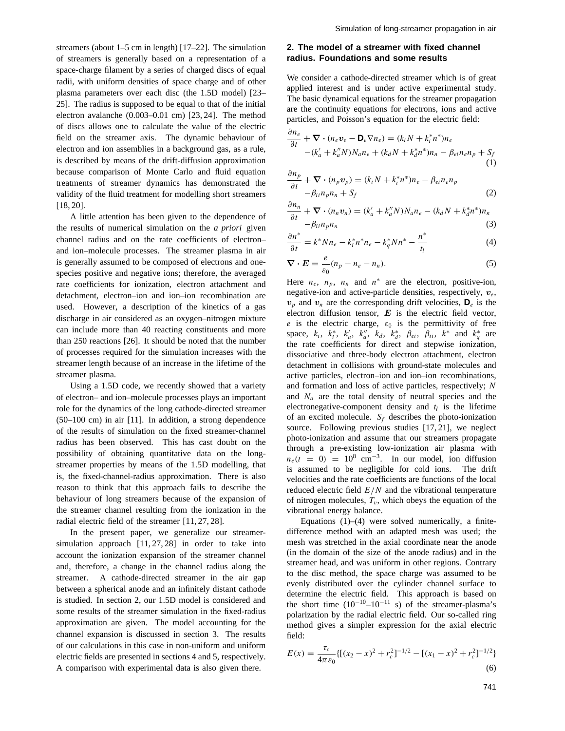streamers (about 1–5 cm in length) [17–22]. The simulation of streamers is generally based on a representation of a space-charge filament by a series of charged discs of equal radii, with uniform densities of space charge and of other plasma parameters over each disc (the 1.5D model) [23–25]. The radius is supposed to be equal to that of the initial electron avalanche (0.003–0.01 cm) [23, 24]. The method of discs allows one to calculate the value of the electric field on the streamer axis. The dynamic behaviour of electron and ion assemblies in a background gas, as a rule, is described by means of the drift-diffusion approximation because comparison of Monte Carlo and fluid equation treatments of streamer dynamics has demonstrated the validity of the fluid treatment for modelling short streamers [18, 20].

A little attention has been given to the dependence of the results of numerical simulation on the *a priori* given channel radius and on the rate coefficients of electron– and ion–molecule processes. The streamer plasma in air is generally assumed to be composed of electrons and one-species positive and negative ions; therefore, the averaged rate coefficients for ionization, electron attachment and detachment, electron–ion and ion–ion recombination are used. However, a description of the kinetics of a gas discharge in air considered as an oxygen–nitrogen mixture can include more than 40 reacting constituents and more than 250 reactions [26]. It should be noted that the number of processes required for the simulation increases with the streamer length because of an increase in the lifetime of the streamer plasma.

Using a 1.5D code, we recently showed that a variety of electron– and ion–molecule processes plays an important role for the dynamics of the long cathode-directed streamer (50–100 cm) in air [11]. In addition, a strong dependence of the results of simulation on the fixed streamer-channel radius has been observed. This has cast doubt on the possibility of obtaining quantitative data on the long-streamer properties by means of the 1.5D modelling, that is, the fixed-channel-radius approximation. There is also reason to think that this approach fails to describe the behaviour of long streamers because of the expansion of the streamer channel resulting from the ionization in the radial electric field of the streamer [11, 27, 28].

In the present paper, we generalize our streamer-simulation approach [11, 27, 28] in order to take into account the ionization expansion of the streamer channel and, therefore, a change in the channel radius along the streamer. A cathode-directed streamer in the air gap between a spherical anode and an infinitely distant cathode is studied. In section 2, our 1.5D model is considered and some results of the streamer simulation in the fixed-radius approximation are given. The model accounting for the channel expansion is discussed in section 3. The results of our calculations in this case in non-uniform and uniform electric fields are presented in sections 4 and 5, respectively. A comparison with experimental data is also given there.

## 2. The model of a streamer with fixed channel radius. Foundations and some results

We consider a cathode-directed streamer which is of great applied interest and is under active experimental study. The basic dynamical equations for the streamer propagation are the continuity equations for electrons, ions and active particles, and Poisson's equation for the electric field:

$$\frac{\partial n_e}{\partial t} + \nabla \cdot (n_e \boldsymbol{v}_e - \mathbf{D}_e \nabla n_e) = (k_i N + k_i^* n^*) n_e - (k_a' + k_a'' N) N_a n_e + (k_d N + k_d^* n^*) n_n - \beta_{ei} n_e n_p + S_f \quad (1)$$

$$\frac{\partial n_p}{\partial t} + \nabla \cdot (n_p \boldsymbol{v}_p) = (k_i N + k_i^* n^*) n_e - \beta_{ei} n_e n_p - \beta_{ii} n_p n_n + S_f \quad (2)$$

$$\frac{\partial n_n}{\partial t} + \nabla \cdot (n_n \boldsymbol{v}_n) = (k_a' + k_a'' N) N_a n_e - (k_d N + k_d^* n^*) n_n - \beta_{ii} n_p n_n \quad (3)$$

$$\frac{\partial n^*}{\partial t} = k^* N n_e - k_i^* n^* n_e - k_q^* N n^* - \frac{n^*}{t_l} \quad (4)$$

$$\nabla \cdot \boldsymbol{E} = \frac{e}{\varepsilon_0}(n_p - n_e - n_n). \quad (5)$$

Here $n_e$, $n_p$, $n_n$ and $n^*$ are the electron, positive-ion, negative-ion and active-particle densities, respectively, $\boldsymbol{v}_e$, $\boldsymbol{v}_p$ and $\boldsymbol{v}_n$ are the corresponding drift velocities, $\mathbf{D}_e$ is the electron diffusion tensor, $\boldsymbol{E}$ is the electric field vector, $e$ is the electric charge, $\varepsilon_0$ is the permittivity of free space, $k_i$, $k_i^*$, $k_a'$, $k_a''$, $k_d$, $k_d^*$, $\beta_{ei}$, $\beta_{ii}$, $k^*$ and $k_q^*$ are the rate coefficients for direct and stepwise ionization, dissociative and three-body electron attachment, electron detachment in collisions with ground-state molecules and active particles, electron–ion and ion–ion recombinations, and formation and loss of active particles, respectively; $N$ and $N_a$ are the total density of neutral species and the electronegative-component density and $t_l$ is the lifetime of an excited molecule. $S_f$ describes the photo-ionization source. Following previous studies [17, 21], we neglect photo-ionization and assume that our streamers propagate through a pre-existing low-ionization air plasma with $n_e(t = 0) = 10^8$ cm$^{-3}$. In our model, ion diffusion is assumed to be negligible for cold ions. The drift velocities and the rate coefficients are functions of the local reduced electric field $E/N$ and the vibrational temperature of nitrogen molecules, $T_v$, which obeys the equation of the vibrational energy balance.

Equations (1)–(4) were solved numerically, a finite-difference method with an adapted mesh was used; the mesh was stretched in the axial coordinate near the anode (in the domain of the size of the anode radius) and in the streamer head, and was uniform in other regions. Contrary to the disc method, the space charge was assumed to be evenly distributed over the cylinder channel surface to determine the electric field. This approach is based on the short time ($10^{-10}$–$10^{-11}$ s) of the streamer-plasma's polarization by the radial electric field. Our so-called ring method gives a simpler expression for the axial electric field:

$$E(x) = \frac{\tau_c}{4\pi\varepsilon_0}\{[(x_2 - x)^2 + r_c^2]^{-1/2} - [(x_1 - x)^2 + r_c^2]^{-1/2}\} \quad (6)$$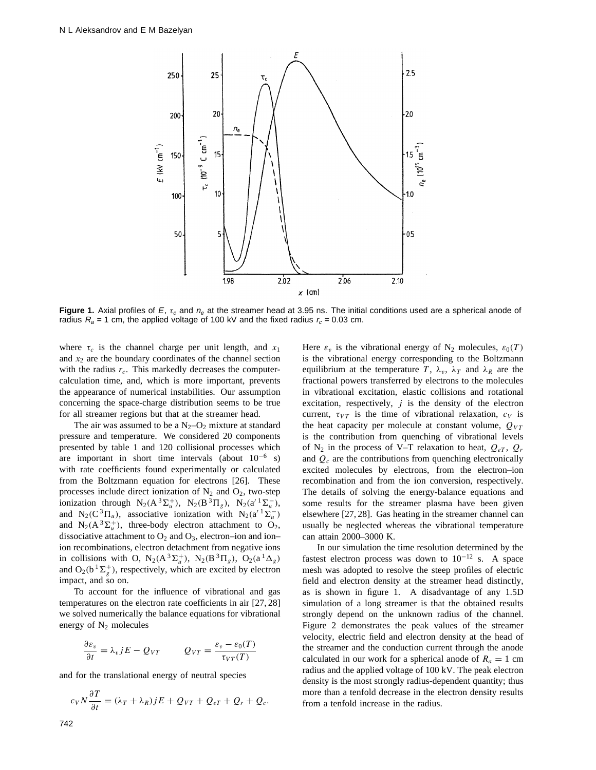**Figure 1.** Axial profiles of $E$, $\tau_c$ and $n_e$ at the streamer head at 3.95 ns. The initial conditions used are a spherical anode of radius $R_a$ = 1 cm, the applied voltage of 100 kV and the fixed radius $r_c$ = 0.03 cm.

where $\tau_c$ is the channel charge per unit length, and $x_1$ and $x_2$ are the boundary coordinates of the channel section with the radius $r_c$. This markedly decreases the computer-calculation time, and, which is more important, prevents the appearance of numerical instabilities. Our assumption concerning the space-charge distribution seems to be true for all streamer regions but that at the streamer head.

The air was assumed to be a $N_2$–$O_2$ mixture at standard pressure and temperature. We considered 20 components presented by table 1 and 120 collisional processes which are important in short time intervals (about $10^{-6}$ s) with rate coefficients found experimentally or calculated from the Boltzmann equation for electrons [26]. These processes include direct ionization of $N_2$ and $O_2$, two-step ionization through $N_2(A\,^3\Sigma_u^+)$, $N_2(B\,^3\Pi_g)$, $N_2(a'\,^1\Sigma_u^-)$, and $N_2(C\,^3\Pi_u)$, associative ionization with $N_2(a'\,^1\Sigma_u^-)$ and $N_2(A\,^3\Sigma_u^+)$, three-body electron attachment to $O_2$, dissociative attachment to $O_2$ and $O_3$, electron–ion and ion–ion recombinations, electron detachment from negative ions in collisions with O, $N_2(A\,^3\Sigma_u^+)$, $N_2(B\,^3\Pi_g)$, $O_2(a\,^1\Delta_g)$ and $O_2(b\,^1\Sigma_g^+)$, respectively, which are excited by electron impact, and so on.

To account for the influence of vibrational and gas temperatures on the electron rate coefficients in air [27, 28] we solved numerically the balance equations for vibrational energy of $N_2$ molecules

$$\frac{\partial \varepsilon_v}{\partial t} = \lambda_v jE - Q_{VT} \qquad Q_{VT} = \frac{\varepsilon_v - \varepsilon_0(T)}{\tau_{VT}(T)}$$

and for the translational energy of neutral species

$$c_V N \frac{\partial T}{\partial t} = (\lambda_T + \lambda_R) jE + Q_{VT} + Q_{eT} + Q_r + Q_c.$$

Here $\varepsilon_v$ is the vibrational energy of $N_2$ molecules, $\varepsilon_0(T)$ is the vibrational energy corresponding to the Boltzmann equilibrium at the temperature $T$, $\lambda_v$, $\lambda_T$ and $\lambda_R$ are the fractional powers transferred by electrons to the molecules in vibrational excitation, elastic collisions and rotational excitation, respectively, $j$ is the density of the electron current, $\tau_{VT}$ is the time of vibrational relaxation, $c_V$ is the heat capacity per molecule at constant volume, $Q_{VT}$ is the contribution from quenching of vibrational levels of $N_2$ in the process of V–T relaxation to heat, $Q_{eT}$, $Q_r$ and $Q_c$ are the contributions from quenching electronically excited molecules by electrons, from the electron–ion recombination and from the ion conversion, respectively. The details of solving the energy-balance equations and some results for the streamer plasma have been given elsewhere [27, 28]. Gas heating in the streamer channel can usually be neglected whereas the vibrational temperature can attain 2000–3000 K.

In our simulation the time resolution determined by the fastest electron process was down to $10^{-12}$ s. A space mesh was adopted to resolve the steep profiles of electric field and electron density at the streamer head distinctly, as is shown in figure 1. A disadvantage of any 1.5D simulation of a long streamer is that the obtained results strongly depend on the unknown radius of the channel. Figure 2 demonstrates the peak values of the streamer velocity, electric field and electron density at the head of the streamer and the conduction current through the anode calculated in our work for a spherical anode of $R_a = 1$ cm radius and the applied voltage of 100 kV. The peak electron density is the most strongly radius-dependent quantity; thus more than a tenfold decrease in the electron density results from a tenfold increase in the radius.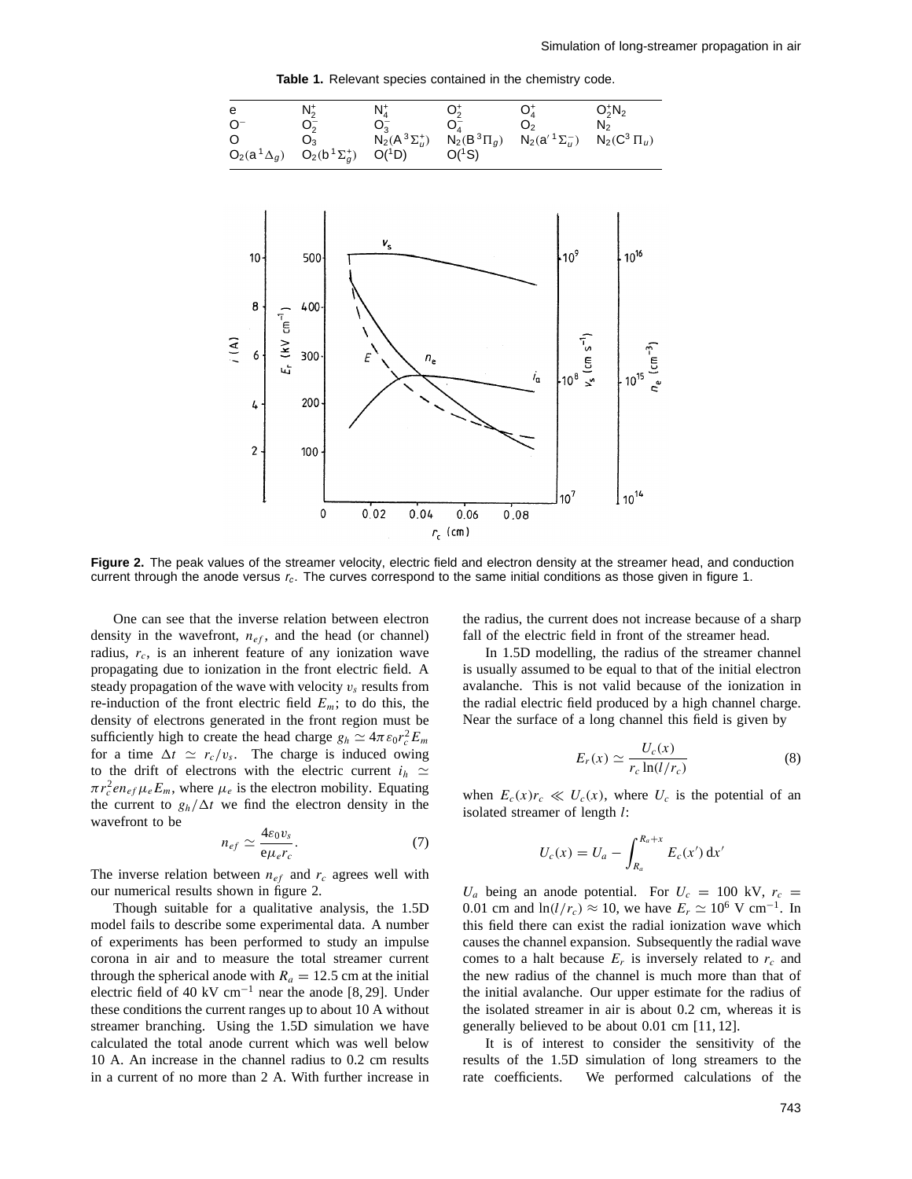**Table 1.** Relevant species contained in the chemistry code.

| | | | | | |
|---|---|---|---|---|---|
| e | $N_2^+$ | $N_4^+$ | $O_2^+$ | $O_4^+$ | $O_2^+N_2$ |
| $O^-$ | $O_2^-$ | $O_3^-$ | $O_4^-$ | $O_2$ | $N_2$ |
| O | $O_3$ | $N_2(A\,^3\Sigma_u^+)$ | $N_2(B\,^3\Pi_g)$ | $N_2(a'\,^1\Sigma_u^-)$ | $N_2(C^3\,\Pi_u)$ |
| $O_2(a\,^1\Delta_g)$ | $O_2(b\,^1\Sigma_g^+)$ | $O(^1D)$ | $O(^1S)$ | | |

**Figure 2.** The peak values of the streamer velocity, electric field and electron density at the streamer head, and conduction current through the anode versus $r_c$. The curves correspond to the same initial conditions as those given in figure 1.

One can see that the inverse relation between electron density in the wavefront, $n_{ef}$, and the head (or channel) radius, $r_c$, is an inherent feature of any ionization wave propagating due to ionization in the front electric field. A steady propagation of the wave with velocity $v_s$ results from re-induction of the front electric field $E_m$; to do this, the density of electrons generated in the front region must be sufficiently high to create the head charge $g_h \simeq 4\pi\varepsilon_0 r_c^2 E_m$ for a time $\Delta t \simeq r_c/v_s$. The charge is induced owing to the drift of electrons with the electric current $i_h \simeq \pi r_c^2 e n_{ef} \mu_e E_m$, where $\mu_e$ is the electron mobility. Equating the current to $g_h/\Delta t$ we find the electron density in the wavefront to be

$$n_{ef} \simeq \frac{4\varepsilon_0 v_s}{e\mu_e r_c}. \tag{7}$$

The inverse relation between $n_{ef}$ and $r_c$ agrees well with our numerical results shown in figure 2.

Though suitable for a qualitative analysis, the 1.5D model fails to describe some experimental data. A number of experiments has been performed to study an impulse corona in air and to measure the total streamer current through the spherical anode with $R_a = 12.5$ cm at the initial electric field of 40 kV cm$^{-1}$ near the anode [8, 29]. Under these conditions the current ranges up to about 10 A without streamer branching. Using the 1.5D simulation we have calculated the total anode current which was well below 10 A. An increase in the channel radius to 0.2 cm results in a current of no more than 2 A. With further increase in the radius, the current does not increase because of a sharp fall of the electric field in front of the streamer head.

In 1.5D modelling, the radius of the streamer channel is usually assumed to be equal to that of the initial electron avalanche. This is not valid because of the ionization in the radial electric field produced by a high channel charge. Near the surface of a long channel this field is given by

$$E_r(x) \simeq \frac{U_c(x)}{r_c \ln(l/r_c)} \tag{8}$$

when $E_c(x) r_c \ll U_c(x)$, where $U_c$ is the potential of an isolated streamer of length $l$:

$$U_c(x) = U_a - \int_{R_a}^{R_a+x} E_c(x')\,\mathrm{d}x'$$

$U_a$ being an anode potential. For $U_c = 100$ kV, $r_c = 0.01$ cm and $\ln(l/r_c) \approx 10$, we have $E_r \simeq 10^6$ V cm$^{-1}$. In this field there can exist the radial ionization wave which causes the channel expansion. Subsequently the radial wave comes to a halt because $E_r$ is inversely related to $r_c$ and the new radius of the channel is much more than that of the initial avalanche. Our upper estimate for the radius of the isolated streamer in air is about 0.2 cm, whereas it is generally believed to be about 0.01 cm [11, 12].

It is of interest to consider the sensitivity of the results of the 1.5D simulation of long streamers to the rate coefficients. We performed calculations of the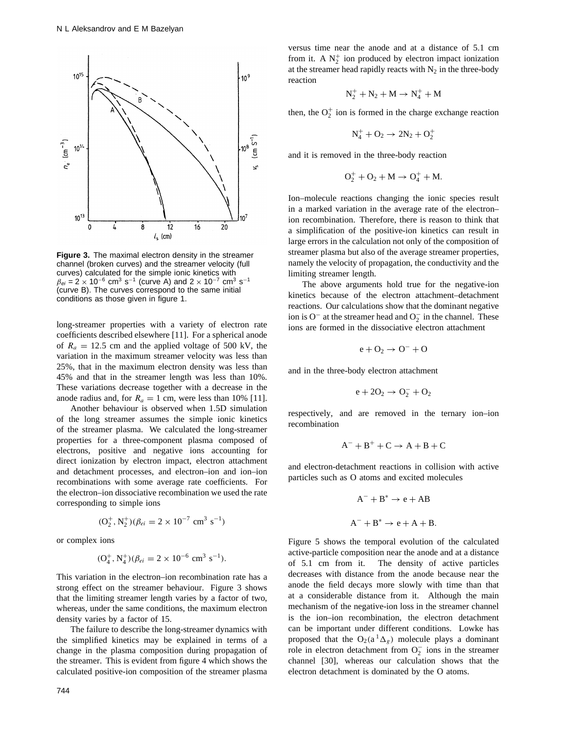Figure 3. The maximal electron density in the streamer channel (broken curves) and the streamer velocity (full curves) calculated for the simple ionic kinetics with $\beta_{ei}$ = 2 × 10$^{-6}$ cm$^3$ s$^{-1}$ (curve A) and 2 × 10$^{-7}$ cm$^3$ s$^{-1}$ (curve B). The curves correspond to the same initial conditions as those given in figure 1.

long-streamer properties with a variety of electron rate coefficients described elsewhere [11]. For a spherical anode of $R_a = 12.5$ cm and the applied voltage of 500 kV, the variation in the maximum streamer velocity was less than 25%, that in the maximum electron density was less than 45% and that in the streamer length was less than 10%. These variations decrease together with a decrease in the anode radius and, for $R_a = 1$ cm, were less than 10% [11].

Another behaviour is observed when 1.5D simulation of the long streamer assumes the simple ionic kinetics of the streamer plasma. We calculated the long-streamer properties for a three-component plasma composed of electrons, positive and negative ions accounting for direct ionization by electron impact, electron attachment and detachment processes, and electron–ion and ion–ion recombinations with some average rate coefficients. For the electron–ion dissociative recombination we used the rate corresponding to simple ions

$$(O_2^+, N_2^+)(\beta_{ei} = 2 \times 10^{-7}\ \mathrm{cm^3\ s^{-1}})$$

or complex ions

$$(O_4^+, N_4^+)(\beta_{ei} = 2 \times 10^{-6}\ \mathrm{cm^3\ s^{-1}}).$$

This variation in the electron–ion recombination rate has a strong effect on the streamer behaviour. Figure 3 shows that the limiting streamer length varies by a factor of two, whereas, under the same conditions, the maximum electron density varies by a factor of 15.

The failure to describe the long-streamer dynamics with the simplified kinetics may be explained in terms of a change in the plasma composition during propagation of the streamer. This is evident from figure 4 which shows the calculated positive-ion composition of the streamer plasma versus time near the anode and at a distance of 5.1 cm from it. A $N_2^+$ ion produced by electron impact ionization at the streamer head rapidly reacts with $N_2$ in the three-body reaction

$$N_2^+ + N_2 + M \rightarrow N_4^+ + M$$

then, the $O_2^+$ ion is formed in the charge exchange reaction

$$N_4^+ + O_2 \rightarrow 2N_2 + O_2^+$$

and it is removed in the three-body reaction

$$O_2^+ + O_2 + M \rightarrow O_4^+ + M.$$

Ion–molecule reactions changing the ionic species result in a marked variation in the average rate of the electron–ion recombination. Therefore, there is reason to think that a simplification of the positive-ion kinetics can result in large errors in the calculation not only of the composition of streamer plasma but also of the average streamer properties, namely the velocity of propagation, the conductivity and the limiting streamer length.

The above arguments hold true for the negative-ion kinetics because of the electron attachment–detachment reactions. Our calculations show that the dominant negative ion is $O^-$ at the streamer head and $O_2^-$ in the channel. These ions are formed in the dissociative electron attachment

$$e + O_2 \rightarrow O^- + O$$

and in the three-body electron attachment

$$e + 2O_2 \rightarrow O_2^- + O_2$$

respectively, and are removed in the ternary ion–ion recombination

$$A^- + B^+ + C \rightarrow A + B + C$$

and electron-detachment reactions in collision with active particles such as O atoms and excited molecules

$$A^- + B^* \rightarrow e + AB$$

$$A^- + B^* \rightarrow e + A + B.$$

Figure 5 shows the temporal evolution of the calculated active-particle composition near the anode and at a distance of 5.1 cm from it. The density of active particles decreases with distance from the anode because near the anode the field decays more slowly with time than that at a considerable distance from it. Although the main mechanism of the negative-ion loss in the streamer channel is the ion–ion recombination, the electron detachment can be important under different conditions. Lowke has proposed that the $O_2(a\,^1\Delta_g)$ molecule plays a dominant role in electron detachment from $O_2^-$ ions in the streamer channel [30], whereas our calculation shows that the electron detachment is dominated by the O atoms.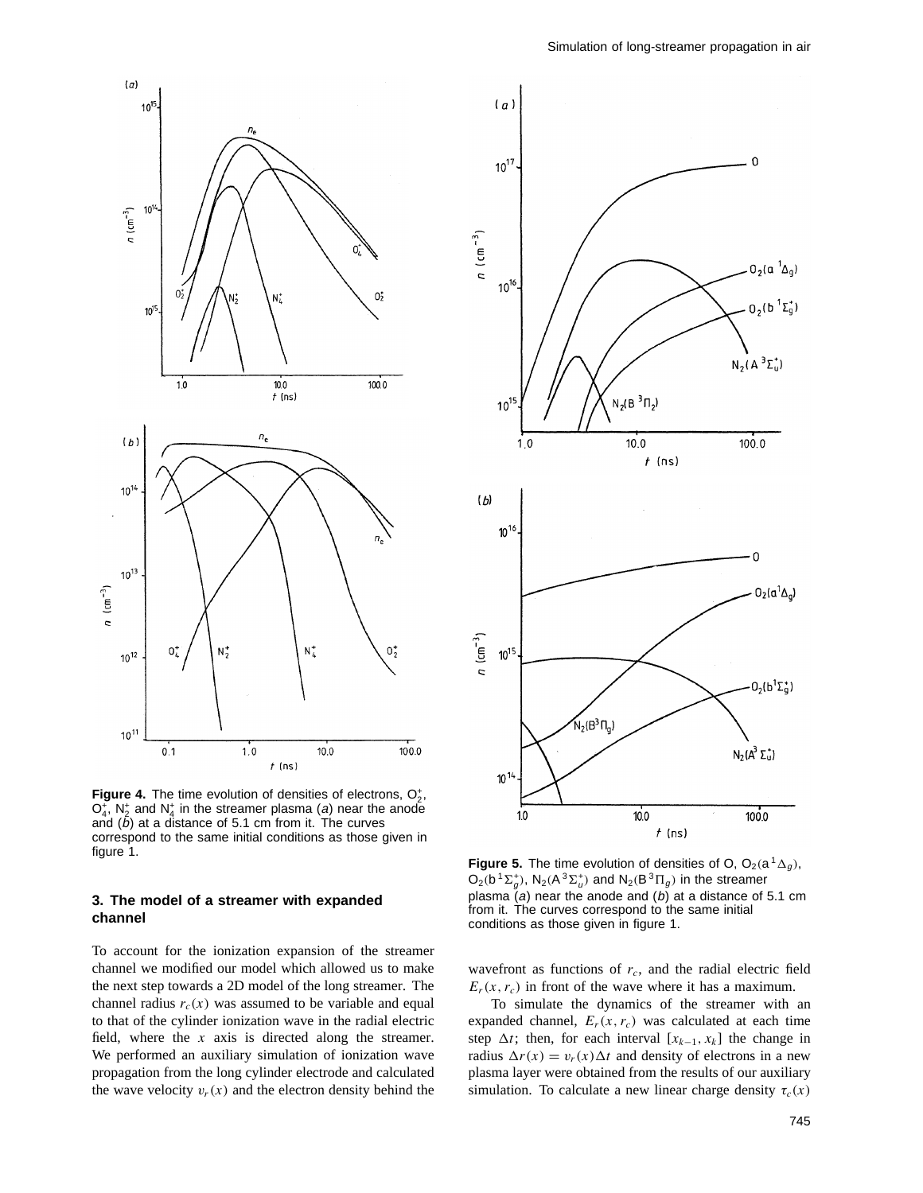**Figure 4.** The time evolution of densities of electrons, $O_2^+$, $O_4^+$, $N_2^+$ and $N_4^+$ in the streamer plasma (*a*) near the anode and (*b*) at a distance of 5.1 cm from it. The curves correspond to the same initial conditions as those given in figure 1.

**Figure 5.** The time evolution of densities of O, $O_2(a\,^1\Delta_g)$, $O_2(b\,^1\Sigma_g^+)$, $N_2(A\,^3\Sigma_u^+)$ and $N_2(B\,^3\Pi_g)$ in the streamer plasma (*a*) near the anode and (*b*) at a distance of 5.1 cm from it. The curves correspond to the same initial conditions as those given in figure 1.

### 3. The model of a streamer with expanded channel

To account for the ionization expansion of the streamer channel we modified our model which allowed us to make the next step towards a 2D model of the long streamer. The channel radius $r_c(x)$ was assumed to be variable and equal to that of the cylinder ionization wave in the radial electric field, where the $x$ axis is directed along the streamer. We performed an auxiliary simulation of ionization wave propagation from the long cylinder electrode and calculated the wave velocity $v_r(x)$ and the electron density behind the wavefront as functions of $r_c$, and the radial electric field $E_r(x, r_c)$ in front of the wave where it has a maximum.

To simulate the dynamics of the streamer with an expanded channel, $E_r(x, r_c)$ was calculated at each time step $\Delta t$; then, for each interval $[x_{k-1}, x_k]$ the change in radius $\Delta r(x) = v_r(x)\Delta t$ and density of electrons in a new plasma layer were obtained from the results of our auxiliary simulation. To calculate a new linear charge density $\tau_c(x)$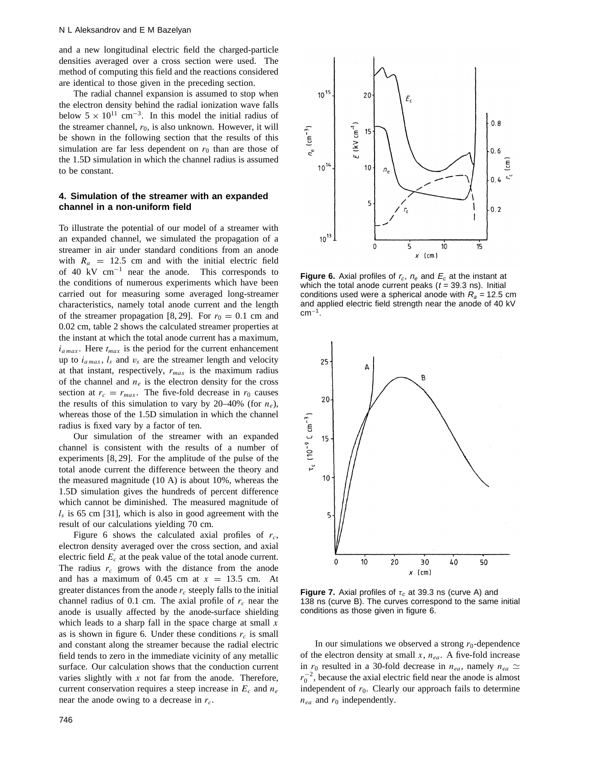and a new longitudinal electric field the charged-particle densities averaged over a cross section were used. The method of computing this field and the reactions considered are identical to those given in the preceding section.

The radial channel expansion is assumed to stop when the electron density behind the radial ionization wave falls below $5 \times 10^{11}$ cm$^{-3}$. In this model the initial radius of the streamer channel, $r_0$, is also unknown. However, it will be shown in the following section that the results of this simulation are far less dependent on $r_0$ than are those of the 1.5D simulation in which the channel radius is assumed to be constant.

## 4. Simulation of the streamer with an expanded channel in a non-uniform field

To illustrate the potential of our model of a streamer with an expanded channel, we simulated the propagation of a streamer in air under standard conditions from an anode with $R_a = 12.5$ cm and with the initial electric field of 40 kV cm$^{-1}$ near the anode. This corresponds to the conditions of numerous experiments which have been carried out for measuring some averaged long-streamer characteristics, namely total anode current and the length of the streamer propagation [8, 29]. For $r_0 = 0.1$ cm and 0.02 cm, table 2 shows the calculated streamer properties at the instant at which the total anode current has a maximum, $i_{a\,max}$. Here $t_{max}$ is the period for the current enhancement up to $i_{a\,max}$, $l_s$ and $v_s$ are the streamer length and velocity at that instant, respectively, $r_{max}$ is the maximum radius of the channel and $n_e$ is the electron density for the cross section at $r_c = r_{max}$. The five-fold decrease in $r_0$ causes the results of this simulation to vary by 20–40% (for $n_e$), whereas those of the 1.5D simulation in which the channel radius is fixed vary by a factor of ten.

Our simulation of the streamer with an expanded channel is consistent with the results of a number of experiments [8, 29]. For the amplitude of the pulse of the total anode current the difference between the theory and the measured magnitude (10 A) is about 10%, whereas the 1.5D simulation gives the hundreds of percent difference which cannot be diminished. The measured magnitude of $l_s$ is 65 cm [31], which is also in good agreement with the result of our calculations yielding 70 cm.

Figure 6 shows the calculated axial profiles of $r_c$, electron density averaged over the cross section, and axial electric field $E_c$ at the peak value of the total anode current. The radius $r_c$ grows with the distance from the anode and has a maximum of 0.45 cm at $x = 13.5$ cm. At greater distances from the anode $r_c$ steeply falls to the initial channel radius of 0.1 cm. The axial profile of $r_c$ near the anode is usually affected by the anode-surface shielding which leads to a sharp fall in the space charge at small $x$ as is shown in figure 6. Under these conditions $r_c$ is small and constant along the streamer because the radial electric field tends to zero in the immediate vicinity of any metallic surface. Our calculation shows that the conduction current varies slightly with $x$ not far from the anode. Therefore, current conservation requires a steep increase in $E_c$ and $n_e$ near the anode owing to a decrease in $r_c$.

**Figure 6.** Axial profiles of $r_c$, $n_e$ and $E_c$ at the instant at which the total anode current peaks ($t$ = 39.3 ns). Initial conditions used were a spherical anode with $R_a$ = 12.5 cm and applied electric field strength near the anode of 40 kV cm$^{-1}$.

**Figure 7.** Axial profiles of $\tau_c$ at 39.3 ns (curve A) and 138 ns (curve B). The curves correspond to the same initial conditions as those given in figure 6.

In our simulations we observed a strong $r_0$-dependence of the electron density at small $x$, $n_{ea}$. A five-fold increase in $r_0$ resulted in a 30-fold decrease in $n_{ea}$, namely $n_{ea} \simeq r_0^{-2}$, because the axial electric field near the anode is almost independent of $r_0$. Clearly our approach fails to determine $n_{ea}$ and $r_0$ independently.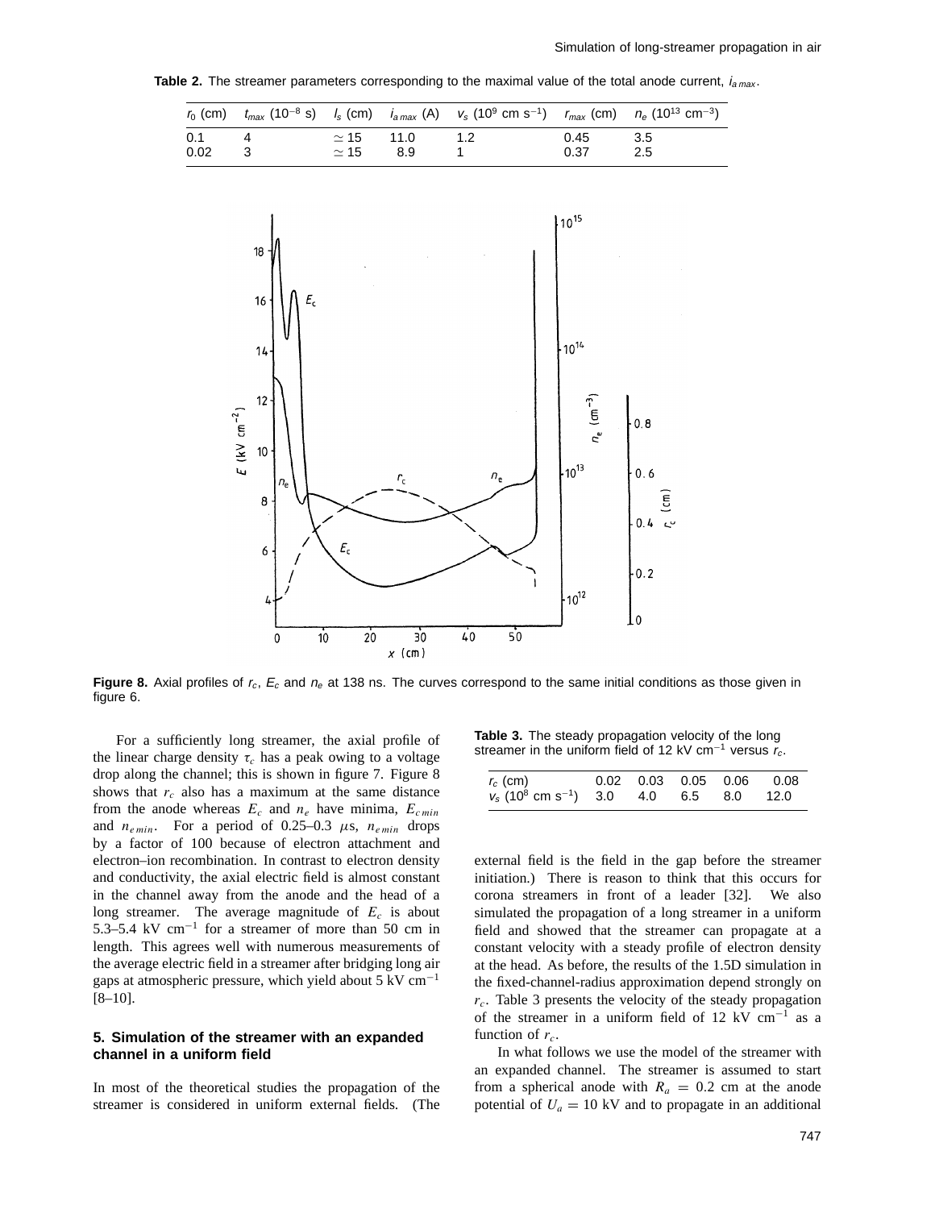**Table 2.** The streamer parameters corresponding to the maximal value of the total anode current, $i_{a\,max}$.

| $r_0$ (cm) | $t_{max}$ ($10^{-8}$ s) | $l_s$ (cm) | $i_{a\,max}$ (A) | $v_s$ ($10^9$ cm s$^{-1}$) | $r_{max}$ (cm) | $n_e$ ($10^{13}$ cm$^{-3}$) |
|---|---|---|---|---|---|---|
| 0.1 | 4 | $\simeq 15$ | 11.0 | 1.2 | 0.45 | 3.5 |
| 0.02 | 3 | $\simeq 15$ | 8.9 | 1 | 0.37 | 2.5 |

**Figure 8.** Axial profiles of $r_c$, $E_c$ and $n_e$ at 138 ns. The curves correspond to the same initial conditions as those given in figure 6.

For a sufficiently long streamer, the axial profile of the linear charge density $\tau_c$ has a peak owing to a voltage drop along the channel; this is shown in figure 7. Figure 8 shows that $r_c$ also has a maximum at the same distance from the anode whereas $E_c$ and $n_e$ have minima, $E_{c\,min}$ and $n_{e\,min}$. For a period of 0.25–0.3 $\mu$s, $n_{e\,min}$ drops by a factor of 100 because of electron attachment and electron–ion recombination. In contrast to electron density and conductivity, the axial electric field is almost constant in the channel away from the anode and the head of a long streamer. The average magnitude of $E_c$ is about 5.3–5.4 kV cm$^{-1}$ for a streamer of more than 50 cm in length. This agrees well with numerous measurements of the average electric field in a streamer after bridging long air gaps at atmospheric pressure, which yield about 5 kV cm$^{-1}$ [8–10].

## 5. Simulation of the streamer with an expanded channel in a uniform field

In most of the theoretical studies the propagation of the streamer is considered in uniform external fields. (The external field is the field in the gap before the streamer initiation.) There is reason to think that this occurs for corona streamers in front of a leader [32]. We also simulated the propagation of a long streamer in a uniform field and showed that the streamer can propagate at a constant velocity with a steady profile of electron density at the head. As before, the results of the 1.5D simulation in the fixed-channel-radius approximation depend strongly on $r_c$. Table 3 presents the velocity of the steady propagation of the streamer in a uniform field of 12 kV cm$^{-1}$ as a function of $r_c$.

**Table 3.** The steady propagation velocity of the long streamer in the uniform field of 12 kV cm$^{-1}$ versus $r_c$.

| $r_c$ (cm) | 0.02 | 0.03 | 0.05 | 0.06 | 0.08 |
|---|---|---|---|---|---|
| $v_s$ ($10^8$ cm s$^{-1}$) | 3.0 | 4.0 | 6.5 | 8.0 | 12.0 |

In what follows we use the model of the streamer with an expanded channel. The streamer is assumed to start from a spherical anode with $R_a = 0.2$ cm at the anode potential of $U_a = 10$ kV and to propagate in an additional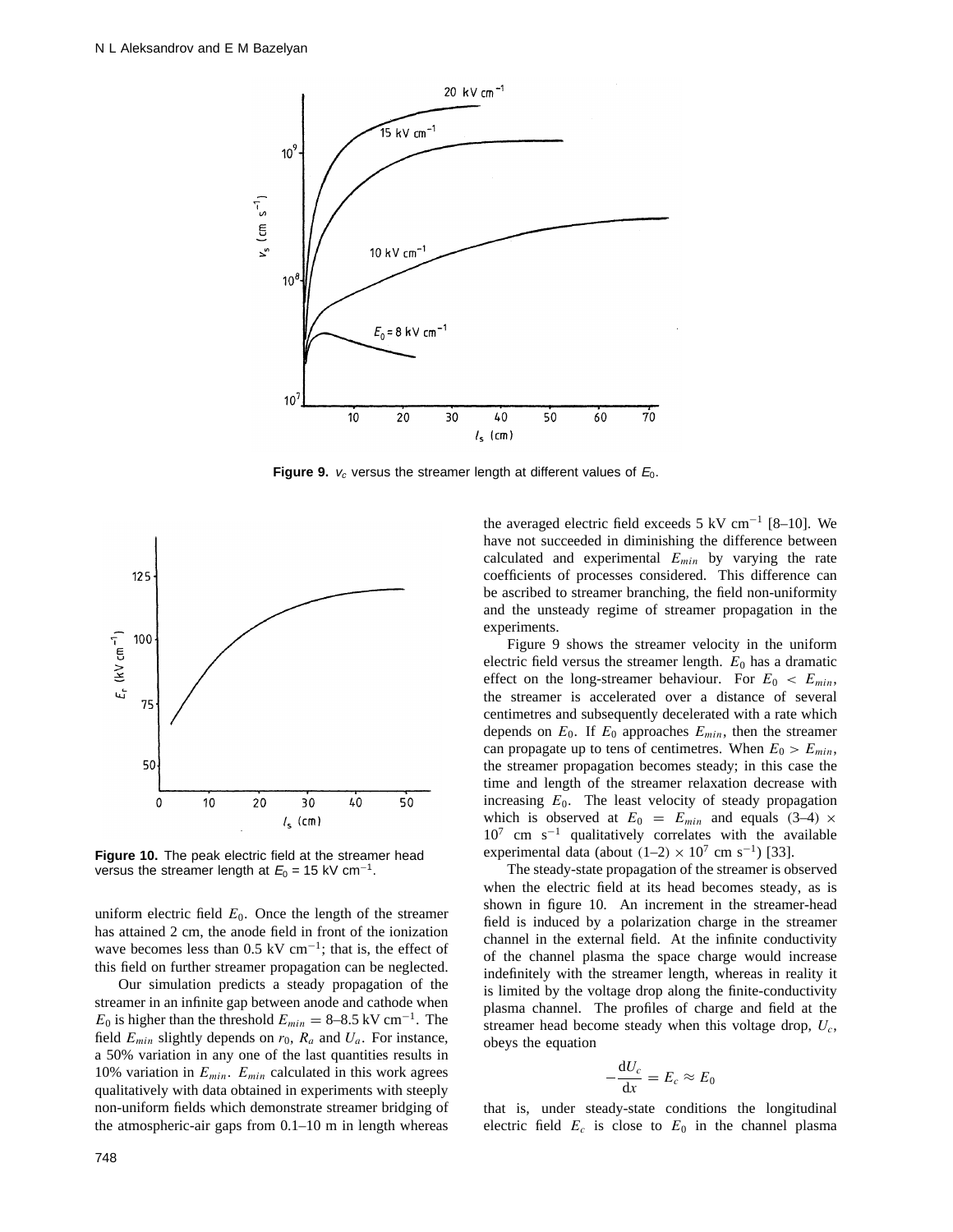**Figure 9.** $v_c$ versus the streamer length at different values of $E_0$.

**Figure 10.** The peak electric field at the streamer head versus the streamer length at $E_0$ = 15 kV cm$^{-1}$.

uniform electric field $E_0$. Once the length of the streamer has attained 2 cm, the anode field in front of the ionization wave becomes less than 0.5 kV cm$^{-1}$; that is, the effect of this field on further streamer propagation can be neglected.

Our simulation predicts a steady propagation of the streamer in an infinite gap between anode and cathode when $E_0$ is higher than the threshold $E_{min} = 8$–$8.5$ kV cm$^{-1}$. The field $E_{min}$ slightly depends on $r_0$, $R_a$ and $U_a$. For instance, a 50% variation in any one of the last quantities results in 10% variation in $E_{min}$. $E_{min}$ calculated in this work agrees qualitatively with data obtained in experiments with steeply non-uniform fields which demonstrate streamer bridging of the atmospheric-air gaps from 0.1–10 m in length whereas the averaged electric field exceeds 5 kV cm$^{-1}$ [8–10]. We have not succeeded in diminishing the difference between calculated and experimental $E_{min}$ by varying the rate coefficients of processes considered. This difference can be ascribed to streamer branching, the field non-uniformity and the unsteady regime of streamer propagation in the experiments.

Figure 9 shows the streamer velocity in the uniform electric field versus the streamer length. $E_0$ has a dramatic effect on the long-streamer behaviour. For $E_0 < E_{min}$, the streamer is accelerated over a distance of several centimetres and subsequently decelerated with a rate which depends on $E_0$. If $E_0$ approaches $E_{min}$, then the streamer can propagate up to tens of centimetres. When $E_0 > E_{min}$, the streamer propagation becomes steady; in this case the time and length of the streamer relaxation decrease with increasing $E_0$. The least velocity of steady propagation which is observed at $E_0 = E_{min}$ and equals $(3$–$4) \times 10^7$ cm s$^{-1}$ qualitatively correlates with the available experimental data (about $(1$–$2) \times 10^7$ cm s$^{-1}$) [33].

The steady-state propagation of the streamer is observed when the electric field at its head becomes steady, as is shown in figure 10. An increment in the streamer-head field is induced by a polarization charge in the streamer channel in the external field. At the infinite conductivity of the channel plasma the space charge would increase indefinitely with the streamer length, whereas in reality it is limited by the voltage drop along the finite-conductivity plasma channel. The profiles of charge and field at the streamer head become steady when this voltage drop, $U_c$, obeys the equation

$$-\frac{\mathrm{d}U_c}{\mathrm{d}x} = E_c \approx E_0$$

that is, under steady-state conditions the longitudinal electric field $E_c$ is close to $E_0$ in the channel plasma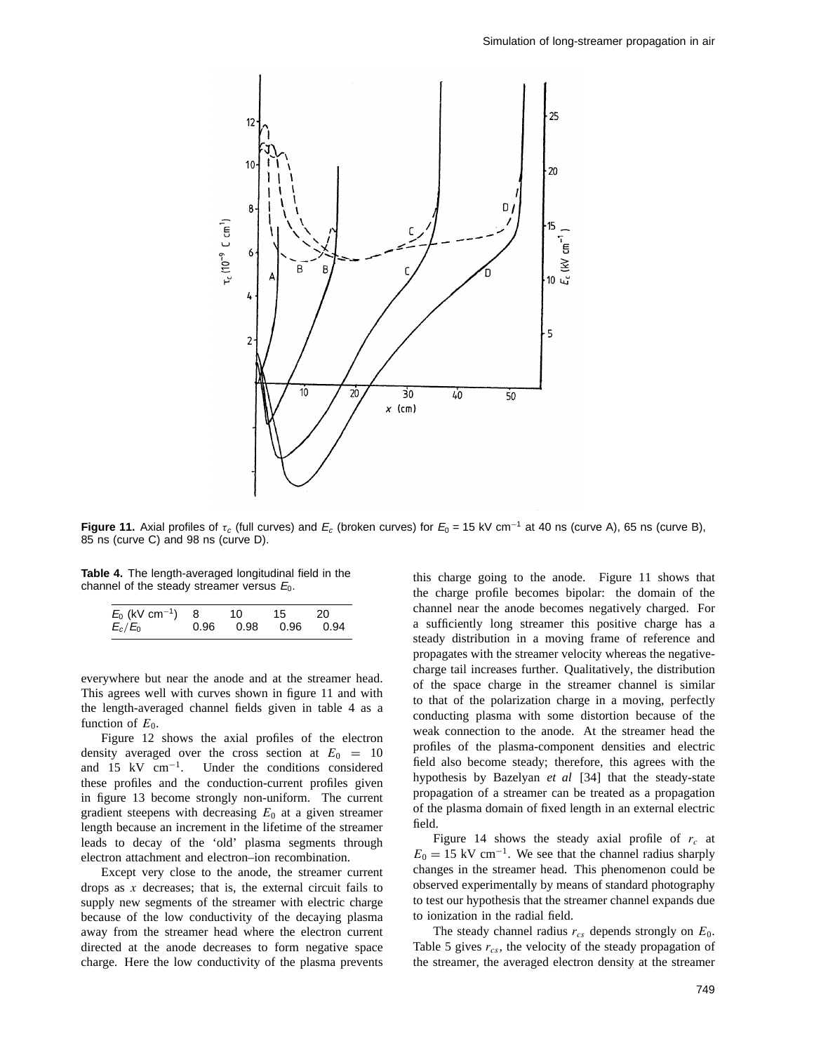**Figure 11.** Axial profiles of $\tau_c$ (full curves) and $E_c$ (broken curves) for $E_0$ = 15 kV cm$^{-1}$ at 40 ns (curve A), 65 ns (curve B), 85 ns (curve C) and 98 ns (curve D).

**Table 4.** The length-averaged longitudinal field in the channel of the steady streamer versus $E_0$.

| $E_0$ (kV cm$^{-1}$) | 8 | 10 | 15 | 20 |
|---|---|---|---|---|
| $E_c/E_0$ | 0.96 | 0.98 | 0.96 | 0.94 |

everywhere but near the anode and at the streamer head. This agrees well with curves shown in figure 11 and with the length-averaged channel fields given in table 4 as a function of $E_0$.

Figure 12 shows the axial profiles of the electron density averaged over the cross section at $E_0 = 10$ and 15 kV cm$^{-1}$. Under the conditions considered these profiles and the conduction-current profiles given in figure 13 become strongly non-uniform. The current gradient steepens with decreasing $E_0$ at a given streamer length because an increment in the lifetime of the streamer leads to decay of the 'old' plasma segments through electron attachment and electron–ion recombination.

Except very close to the anode, the streamer current drops as $x$ decreases; that is, the external circuit fails to supply new segments of the streamer with electric charge because of the low conductivity of the decaying plasma away from the streamer head where the electron current directed at the anode decreases to form negative space charge. Here the low conductivity of the plasma prevents this charge going to the anode. Figure 11 shows that the charge profile becomes bipolar: the domain of the channel near the anode becomes negatively charged. For a sufficiently long streamer this positive charge has a steady distribution in a moving frame of reference and propagates with the streamer velocity whereas the negative-charge tail increases further. Qualitatively, the distribution of the space charge in the streamer channel is similar to that of the polarization charge in a moving, perfectly conducting plasma with some distortion because of the weak connection to the anode. At the streamer head the profiles of the plasma-component densities and electric field also become steady; therefore, this agrees with the hypothesis by Bazelyan *et al* [34] that the steady-state propagation of a streamer can be treated as a propagation of the plasma domain of fixed length in an external electric field.

Figure 14 shows the steady axial profile of $r_c$ at $E_0 = 15$ kV cm$^{-1}$. We see that the channel radius sharply changes in the streamer head. This phenomenon could be observed experimentally by means of standard photography to test our hypothesis that the streamer channel expands due to ionization in the radial field.

The steady channel radius $r_{cs}$ depends strongly on $E_0$. Table 5 gives $r_{cs}$, the velocity of the steady propagation of the streamer, the averaged electron density at the streamer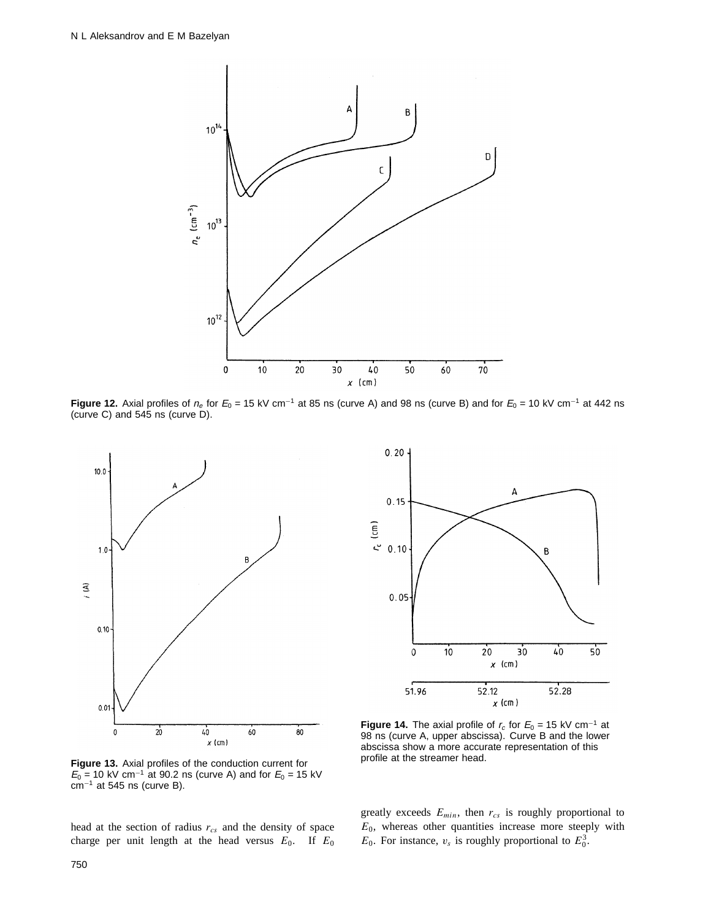**Figure 12.** Axial profiles of $n_e$ for $E_0$ = 15 kV cm$^{-1}$ at 85 ns (curve A) and 98 ns (curve B) and for $E_0$ = 10 kV cm$^{-1}$ at 442 ns (curve C) and 545 ns (curve D).

**Figure 13.** Axial profiles of the conduction current for $E_0$ = 10 kV cm$^{-1}$ at 90.2 ns (curve A) and for $E_0$ = 15 kV cm$^{-1}$ at 545 ns (curve B).

**Figure 14.** The axial profile of $r_c$ for $E_0$ = 15 kV cm$^{-1}$ at 98 ns (curve A, upper abscissa). Curve B and the lower abscissa show a more accurate representation of this profile at the streamer head.

head at the section of radius $r_{cs}$ and the density of space charge per unit length at the head versus $E_0$. If $E_0$ greatly exceeds $E_{min}$, then $r_{cs}$ is roughly proportional to $E_0$, whereas other quantities increase more steeply with $E_0$. For instance, $v_s$ is roughly proportional to $E_0^3$.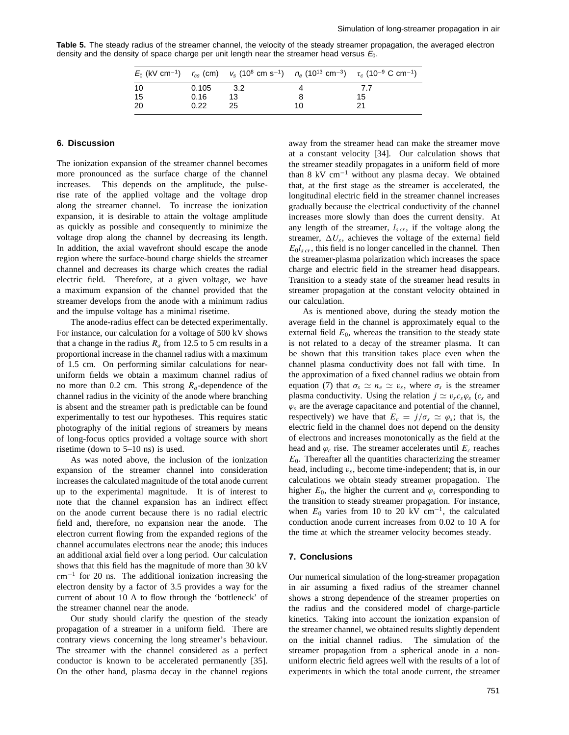**Table 5.** The steady radius of the streamer channel, the velocity of the steady streamer propagation, the averaged electron density and the density of space charge per unit length near the streamer head versus $E_0$.

| $E_0$ (kV cm$^{-1}$) | $r_{cs}$ (cm) | $v_s$ ($10^8$ cm s$^{-1}$) | $n_e$ ($10^{13}$ cm$^{-3}$) | $\tau_c$ ($10^{-9}$ C cm$^{-1}$) |
|---|---|---|---|---|
| 10 | 0.105 | 3.2 | 4 | 7.7 |
| 15 | 0.16 | 13 | 8 | 15 |
| 20 | 0.22 | 25 | 10 | 21 |

## 6. Discussion

The ionization expansion of the streamer channel becomes more pronounced as the surface charge of the channel increases. This depends on the amplitude, the pulse-rise rate of the applied voltage and the voltage drop along the streamer channel. To increase the ionization expansion, it is desirable to attain the voltage amplitude as quickly as possible and consequently to minimize the voltage drop along the channel by decreasing its length. In addition, the axial wavefront should escape the anode region where the surface-bound charge shields the streamer channel and decreases its charge which creates the radial electric field. Therefore, at a given voltage, we have a maximum expansion of the channel provided that the streamer develops from the anode with a minimum radius and the impulse voltage has a minimal risetime.

The anode-radius effect can be detected experimentally. For instance, our calculation for a voltage of 500 kV shows that a change in the radius $R_a$ from 12.5 to 5 cm results in a proportional increase in the channel radius with a maximum of 1.5 cm. On performing similar calculations for near-uniform fields we obtain a maximum channel radius of no more than 0.2 cm. This strong $R_a$-dependence of the channel radius in the vicinity of the anode where branching is absent and the streamer path is predictable can be found experimentally to test our hypotheses. This requires static photography of the initial regions of streamers by means of long-focus optics provided a voltage source with short risetime (down to 5–10 ns) is used.

As was noted above, the inclusion of the ionization expansion of the streamer channel into consideration increases the calculated magnitude of the total anode current up to the experimental magnitude. It is of interest to note that the channel expansion has an indirect effect on the anode current because there is no radial electric field and, therefore, no expansion near the anode. The electron current flowing from the expanded regions of the channel accumulates electrons near the anode; this induces an additional axial field over a long period. Our calculation shows that this field has the magnitude of more than 30 kV cm$^{-1}$ for 20 ns. The additional ionization increasing the electron density by a factor of 3.5 provides a way for the current of about 10 A to flow through the 'bottleneck' of the streamer channel near the anode.

Our study should clarify the question of the steady propagation of a streamer in a uniform field. There are contrary views concerning the long streamer's behaviour. The streamer with the channel considered as a perfect conductor is known to be accelerated permanently [35]. On the other hand, plasma decay in the channel regions away from the streamer head can make the streamer move at a constant velocity [34]. Our calculation shows that the streamer steadily propagates in a uniform field of more than 8 kV cm$^{-1}$ without any plasma decay. We obtained that, at the first stage as the streamer is accelerated, the longitudinal electric field in the streamer channel increases gradually because the electrical conductivity of the channel increases more slowly than does the current density. At any length of the streamer, $l_{s\,cr}$, if the voltage along the streamer, $\Delta U_s$, achieves the voltage of the external field $E_0 l_{s\,cr}$, this field is no longer cancelled in the channel. Then the streamer-plasma polarization which increases the space charge and electric field in the streamer head disappears. Transition to a steady state of the streamer head results in streamer propagation at the constant velocity obtained in our calculation.

As is mentioned above, during the steady motion the average field in the channel is approximately equal to the external field $E_0$, whereas the transition to the steady state is not related to a decay of the streamer plasma. It can be shown that this transition takes place even when the channel plasma conductivity does not fall with time. In the approximation of a fixed channel radius we obtain from equation (7) that $\sigma_s \simeq n_e \simeq v_s$, where $\sigma_s$ is the streamer plasma conductivity. Using the relation $j \simeq v_s c_s \varphi_s$ ($c_s$ and $\varphi_s$ are the average capacitance and potential of the channel, respectively) we have that $E_c = j/\sigma_s \simeq \varphi_s$; that is, the electric field in the channel does not depend on the density of electrons and increases monotonically as the field at the head and $\varphi_c$ rise. The streamer accelerates until $E_c$ reaches $E_0$. Thereafter all the quantities characterizing the streamer head, including $v_s$, become time-independent; that is, in our calculations we obtain steady streamer propagation. The higher $E_0$, the higher the current and $\varphi_s$ corresponding to the transition to steady streamer propagation. For instance, when $E_0$ varies from 10 to 20 kV cm$^{-1}$, the calculated conduction anode current increases from 0.02 to 10 A for the time at which the streamer velocity becomes steady.

## 7. Conclusions

Our numerical simulation of the long-streamer propagation in air assuming a fixed radius of the streamer channel shows a strong dependence of the streamer properties on the radius and the considered model of charge-particle kinetics. Taking into account the ionization expansion of the streamer channel, we obtained results slightly dependent on the initial channel radius. The simulation of the streamer propagation from a spherical anode in a non-uniform electric field agrees well with the results of a lot of experiments in which the total anode current, the streamer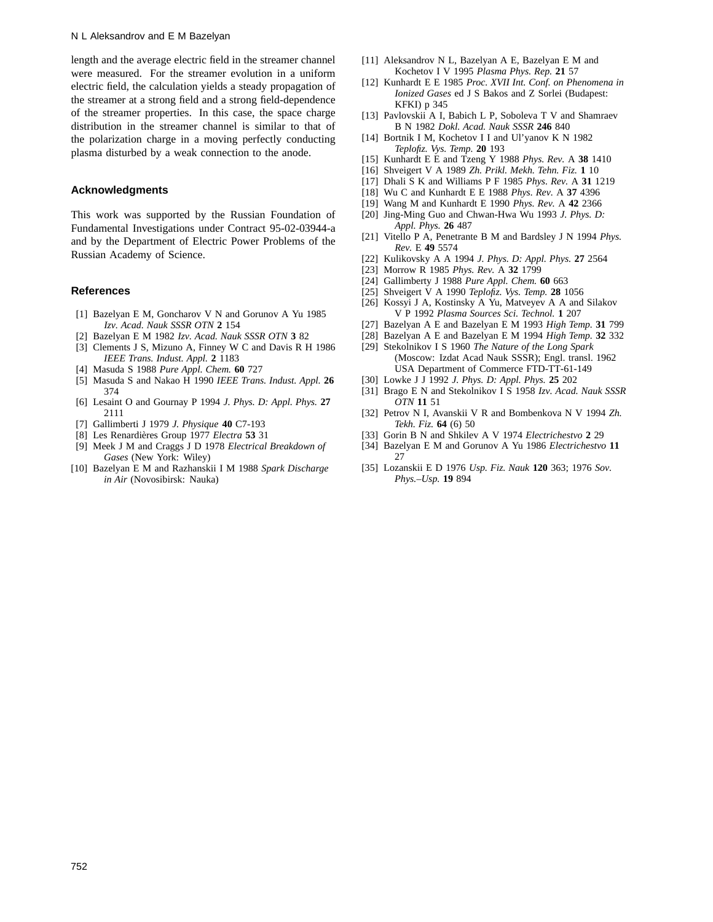length and the average electric field in the streamer channel were measured. For the streamer evolution in a uniform electric field, the calculation yields a steady propagation of the streamer at a strong field and a strong field-dependence of the streamer properties. In this case, the space charge distribution in the streamer channel is similar to that of the polarization charge in a moving perfectly conducting plasma disturbed by a weak connection to the anode.

## Acknowledgments

This work was supported by the Russian Foundation of Fundamental Investigations under Contract 95-02-03944-a and by the Department of Electric Power Problems of the Russian Academy of Science.

## References

[1] Bazelyan E M, Goncharov V N and Gorunov A Yu 1985 *Izv. Acad. Nauk SSSR OTN* **2** 154

[2] Bazelyan E M 1982 *Izv. Acad. Nauk SSSR OTN* **3** 82

[3] Clements J S, Mizuno A, Finney W C and Davis R H 1986 *IEEE Trans. Indust. Appl.* **2** 1183

[4] Masuda S 1988 *Pure Appl. Chem.* **60** 727

[5] Masuda S and Nakao H 1990 *IEEE Trans. Indust. Appl.* **26** 374

[6] Lesaint O and Gournay P 1994 *J. Phys. D: Appl. Phys.* **27** 2111

[7] Gallimberti J 1979 *J. Physique* **40** C7-193

[8] Les Renardières Group 1977 *Electra* **53** 31

[9] Meek J M and Craggs J D 1978 *Electrical Breakdown of Gases* (New York: Wiley)

[10] Bazelyan E M and Razhanskii I M 1988 *Spark Discharge in Air* (Novosibirsk: Nauka)

[11] Aleksandrov N L, Bazelyan A E, Bazelyan E M and Kochetov I V 1995 *Plasma Phys. Rep.* **21** 57

[12] Kunhardt E E 1985 *Proc. XVII Int. Conf. on Phenomena in Ionized Gases* ed J S Bakos and Z Sorlei (Budapest: KFKI) p 345

[13] Pavlovskii A I, Babich L P, Soboleva T V and Shamraev B N 1982 *Dokl. Acad. Nauk SSSR* **246** 840

[14] Bortnik I M, Kochetov I I and Ul'yanov K N 1982 *Teplofiz. Vys. Temp.* **20** 193

[15] Kunhardt E E and Tzeng Y 1988 *Phys. Rev.* A **38** 1410

[16] Shveigert V A 1989 *Zh. Prikl. Mekh. Tehn. Fiz.* **1** 10

[17] Dhali S K and Williams P F 1985 *Phys. Rev.* A **31** 1219

[18] Wu C and Kunhardt E E 1988 *Phys. Rev.* A **37** 4396

[19] Wang M and Kunhardt E 1990 *Phys. Rev.* A **42** 2366

[20] Jing-Ming Guo and Chwan-Hwa Wu 1993 *J. Phys. D: Appl. Phys.* **26** 487

[21] Vitello P A, Penetrante B M and Bardsley J N 1994 *Phys. Rev.* E **49** 5574

[22] Kulikovsky A A 1994 *J. Phys. D: Appl. Phys.* **27** 2564

[23] Morrow R 1985 *Phys. Rev.* A **32** 1799

[24] Gallimberty J 1988 *Pure Appl. Chem.* **60** 663

[25] Shveigert V A 1990 *Teplofiz. Vys. Temp.* **28** 1056

[26] Kossyi J A, Kostinsky A Yu, Matveyev A A and Silakov V P 1992 *Plasma Sources Sci. Technol.* **1** 207

[27] Bazelyan A E and Bazelyan E M 1993 *High Temp.* **31** 799

[28] Bazelyan A E and Bazelyan E M 1994 *High Temp.* **32** 332

[29] Stekolnikov I S 1960 *The Nature of the Long Spark* (Moscow: Izdat Acad Nauk SSSR); Engl. transl. 1962 USA Department of Commerce FTD-TT-61-149

[30] Lowke J J 1992 *J. Phys. D: Appl. Phys.* **25** 202

[31] Brago E N and Stekolnikov I S 1958 *Izv. Acad. Nauk SSSR OTN* **11** 51

[32] Petrov N I, Avanskii V R and Bombenkova N V 1994 *Zh. Tekh. Fiz.* **64** (6) 50

[33] Gorin B N and Shkilev A V 1974 *Electrichestvo* **2** 29

[34] Bazelyan E M and Gorunov A Yu 1986 *Electrichestvo* **11** 27

[35] Lozanskii E D 1976 *Usp. Fiz. Nauk* **120** 363; 1976 *Sov. Phys.–Usp.* **19** 894